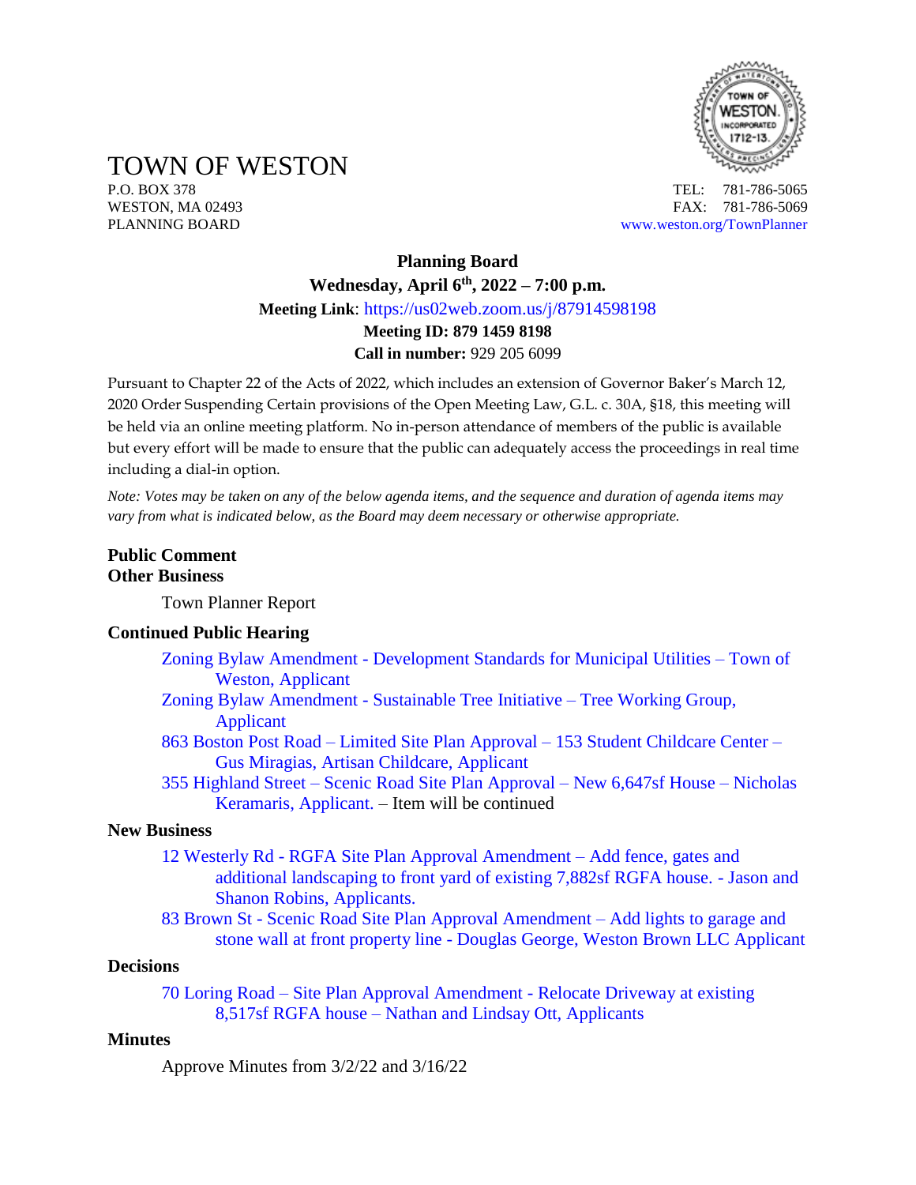# TOWN OF WESTON

P.O. BOX 378
WESTON, MA 02493
PLANNING BOARD

TEL: 781-786-5065
FAX: 781-786-5069
www.weston.org/TownPlanner

**Planning Board**

**Wednesday, April 6th, 2022 – 7:00 p.m.**

**Meeting Link**: https://us02web.zoom.us/j/87914598198

**Meeting ID: 879 1459 8198**

**Call in number:** 929 205 6099

Pursuant to Chapter 22 of the Acts of 2022, which includes an extension of Governor Baker's March 12, 2020 Order Suspending Certain provisions of the Open Meeting Law, G.L. c. 30A, §18, this meeting will be held via an online meeting platform. No in-person attendance of members of the public is available but every effort will be made to ensure that the public can adequately access the proceedings in real time including a dial-in option.

*Note: Votes may be taken on any of the below agenda items, and the sequence and duration of agenda items may vary from what is indicated below, as the Board may deem necessary or otherwise appropriate.*

**Public Comment**

**Other Business**

Town Planner Report

**Continued Public Hearing**

Zoning Bylaw Amendment - Development Standards for Municipal Utilities – Town of Weston, Applicant

Zoning Bylaw Amendment - Sustainable Tree Initiative – Tree Working Group, Applicant

863 Boston Post Road – Limited Site Plan Approval – 153 Student Childcare Center – Gus Miragias, Artisan Childcare, Applicant

355 Highland Street – Scenic Road Site Plan Approval – New 6,647sf House – Nicholas Keramaris, Applicant. – Item will be continued

**New Business**

12 Westerly Rd - RGFA Site Plan Approval Amendment – Add fence, gates and additional landscaping to front yard of existing 7,882sf RGFA house. - Jason and Shanon Robins, Applicants.

83 Brown St - Scenic Road Site Plan Approval Amendment – Add lights to garage and stone wall at front property line - Douglas George, Weston Brown LLC Applicant

**Decisions**

70 Loring Road – Site Plan Approval Amendment - Relocate Driveway at existing 8,517sf RGFA house – Nathan and Lindsay Ott, Applicants

**Minutes**

Approve Minutes from 3/2/22 and 3/16/22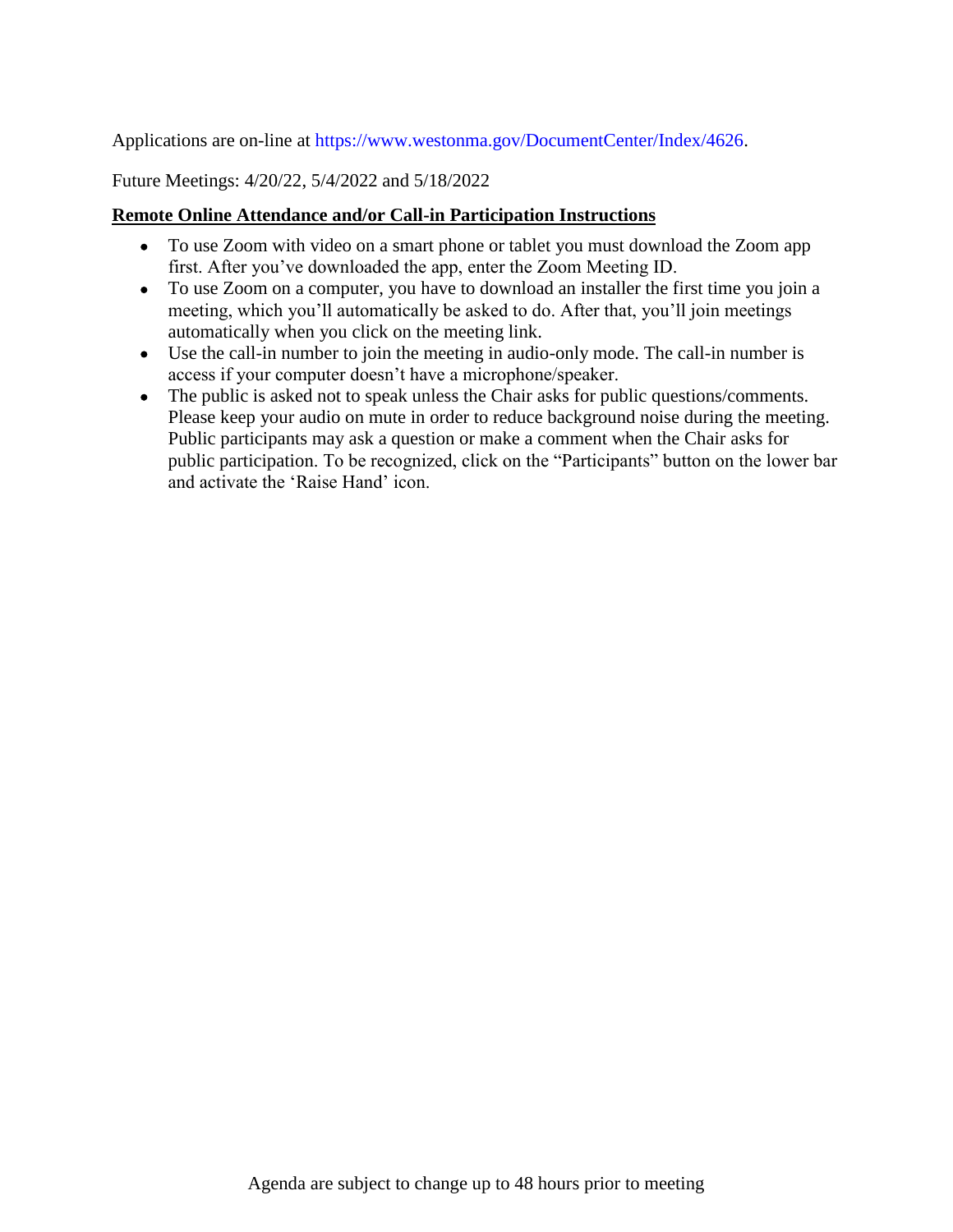Applications are on-line at https://www.westonma.gov/DocumentCenter/Index/4626.

Future Meetings: 4/20/22, 5/4/2022 and 5/18/2022

**Remote Online Attendance and/or Call-in Participation Instructions**

- To use Zoom with video on a smart phone or tablet you must download the Zoom app first. After you've downloaded the app, enter the Zoom Meeting ID.
- To use Zoom on a computer, you have to download an installer the first time you join a meeting, which you'll automatically be asked to do. After that, you'll join meetings automatically when you click on the meeting link.
- Use the call-in number to join the meeting in audio-only mode. The call-in number is access if your computer doesn't have a microphone/speaker.
- The public is asked not to speak unless the Chair asks for public questions/comments. Please keep your audio on mute in order to reduce background noise during the meeting. Public participants may ask a question or make a comment when the Chair asks for public participation. To be recognized, click on the "Participants" button on the lower bar and activate the 'Raise Hand' icon.

Agenda are subject to change up to 48 hours prior to meeting